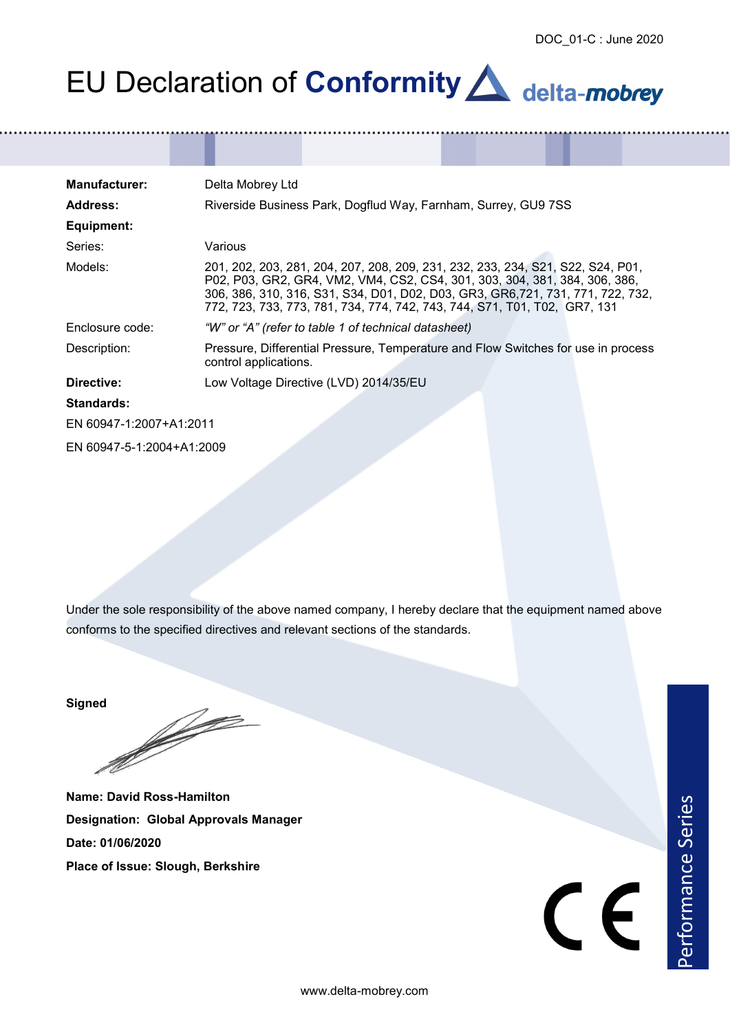# EU Declaration of **Conformity**

delta-mobrey

| | |
|---|---|
| **Manufacturer:** | Delta Mobrey Ltd |
| **Address:** | Riverside Business Park, Dogflud Way, Farnham, Surrey, GU9 7SS |
| **Equipment:** | |
| Series: | Various |
| Models: | 201, 202, 203, 281, 204, 207, 208, 209, 231, 232, 233, 234, S21, S22, S24, P01, P02, P03, GR2, GR4, VM2, VM4, CS2, CS4, 301, 303, 304, 381, 384, 306, 386, 306, 386, 310, 316, S31, S34, D01, D02, D03, GR3, GR6,721, 731, 771, 722, 732, 772, 723, 733, 773, 781, 734, 774, 742, 743, 744, S71, T01, T02, GR7, 131 |
| Enclosure code: | *"W" or "A" (refer to table 1 of technical datasheet)* |
| Description: | Pressure, Differential Pressure, Temperature and Flow Switches for use in process control applications. |
| **Directive:** | Low Voltage Directive (LVD) 2014/35/EU |

**Standards:**

EN 60947-1:2007+A1:2011

EN 60947-5-1:2004+A1:2009

Under the sole responsibility of the above named company, I hereby declare that the equipment named above conforms to the specified directives and relevant sections of the standards.

**Signed**

**Name: David Ross-Hamilton**

**Designation: Global Approvals Manager**

**Date: 01/06/2020**

**Place of Issue: Slough, Berkshire**

CE

Performance Series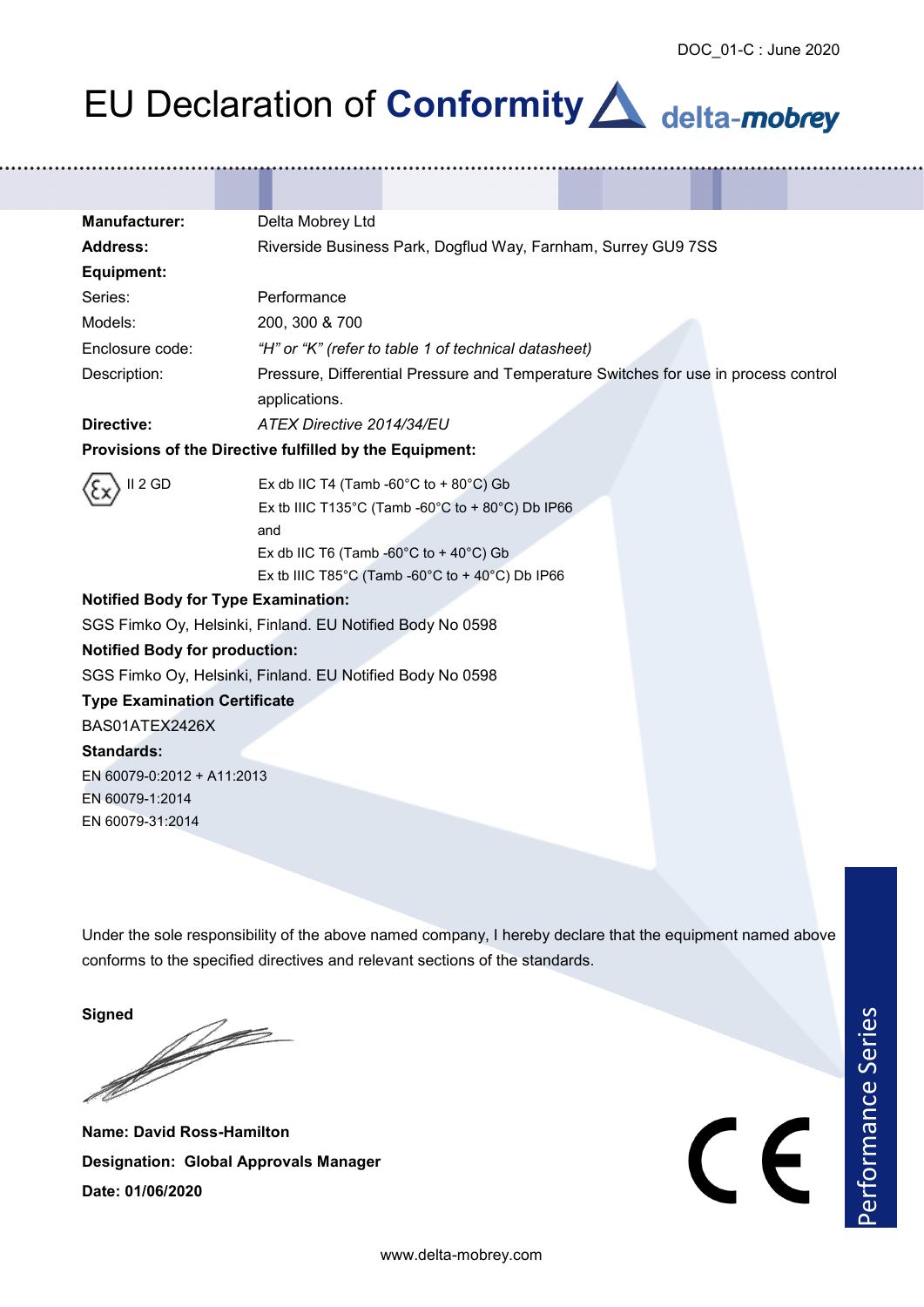# EU Declaration of **Conformity**

delta-mobrey

DOC_01-C : June 2020

**Manufacturer:** Delta Mobrey Ltd

**Address:** Riverside Business Park, Dogflud Way, Farnham, Surrey GU9 7SS

**Equipment:**

Series: Performance

Models: 200, 300 & 700

Enclosure code: *"H" or "K" (refer to table 1 of technical datasheet)*

Description: Pressure, Differential Pressure and Temperature Switches for use in process control applications.

**Directive:** *ATEX Directive 2014/34/EU*

**Provisions of the Directive fulfilled by the Equipment:**

Ex II 2 GD

Ex db IIC T4 (Tamb -60°C to + 80°C) Gb
Ex tb IIIC T135°C (Tamb -60°C to + 80°C) Db IP66
and
Ex db IIC T6 (Tamb -60°C to + 40°C) Gb
Ex tb IIIC T85°C (Tamb -60°C to + 40°C) Db IP66

**Notified Body for Type Examination:**

SGS Fimko Oy, Helsinki, Finland. EU Notified Body No 0598

**Notified Body for production:**

SGS Fimko Oy, Helsinki, Finland. EU Notified Body No 0598

**Type Examination Certificate**

BAS01ATEX2426X

**Standards:**

EN 60079-0:2012 + A11:2013
EN 60079-1:2014
EN 60079-31:2014

Under the sole responsibility of the above named company, I hereby declare that the equipment named above conforms to the specified directives and relevant sections of the standards.

**Signed**

**Name: David Ross-Hamilton**

**Designation: Global Approvals Manager**

**Date: 01/06/2020**

CE

Performance Series

www.delta-mobrey.com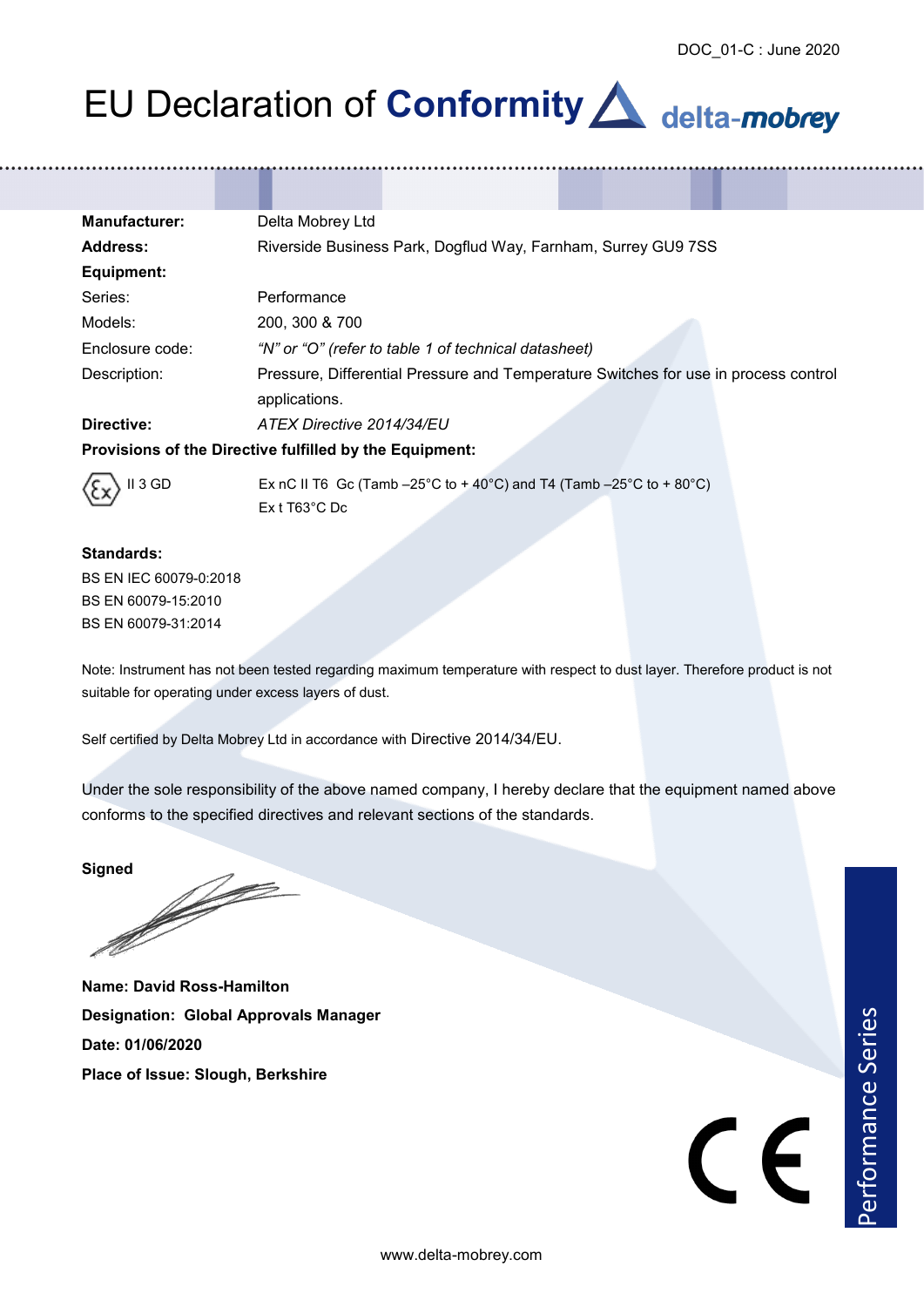DOC_01-C : June 2020

# EU Declaration of Conformity

delta-mobrey

| | |
|---|---|
| **Manufacturer:** | Delta Mobrey Ltd |
| **Address:** | Riverside Business Park, Dogflud Way, Farnham, Surrey GU9 7SS |
| **Equipment:** | |
| Series: | Performance |
| Models: | 200, 300 & 700 |
| Enclosure code: | *“N” or “O” (refer to table 1 of technical datasheet)* |
| Description: | Pressure, Differential Pressure and Temperature Switches for use in process control applications. |
| **Directive:** | *ATEX Directive 2014/34/EU* |

**Provisions of the Directive fulfilled by the Equipment:**

| | |
|---|---|
| Ex II 3 GD | Ex nC II T6 Gc (Tamb –25°C to + 40°C) and T4 (Tamb –25°C to + 80°C)<br>Ex t T63°C Dc |

**Standards:**

BS EN IEC 60079-0:2018
BS EN 60079-15:2010
BS EN 60079-31:2014

Note: Instrument has not been tested regarding maximum temperature with respect to dust layer. Therefore product is not suitable for operating under excess layers of dust.

Self certified by Delta Mobrey Ltd in accordance with Directive 2014/34/EU.

Under the sole responsibility of the above named company, I hereby declare that the equipment named above conforms to the specified directives and relevant sections of the standards.

**Signed**

**Name: David Ross-Hamilton**
**Designation: Global Approvals Manager**
**Date: 01/06/2020**
**Place of Issue: Slough, Berkshire**

CE

Performance Series

www.delta-mobrey.com